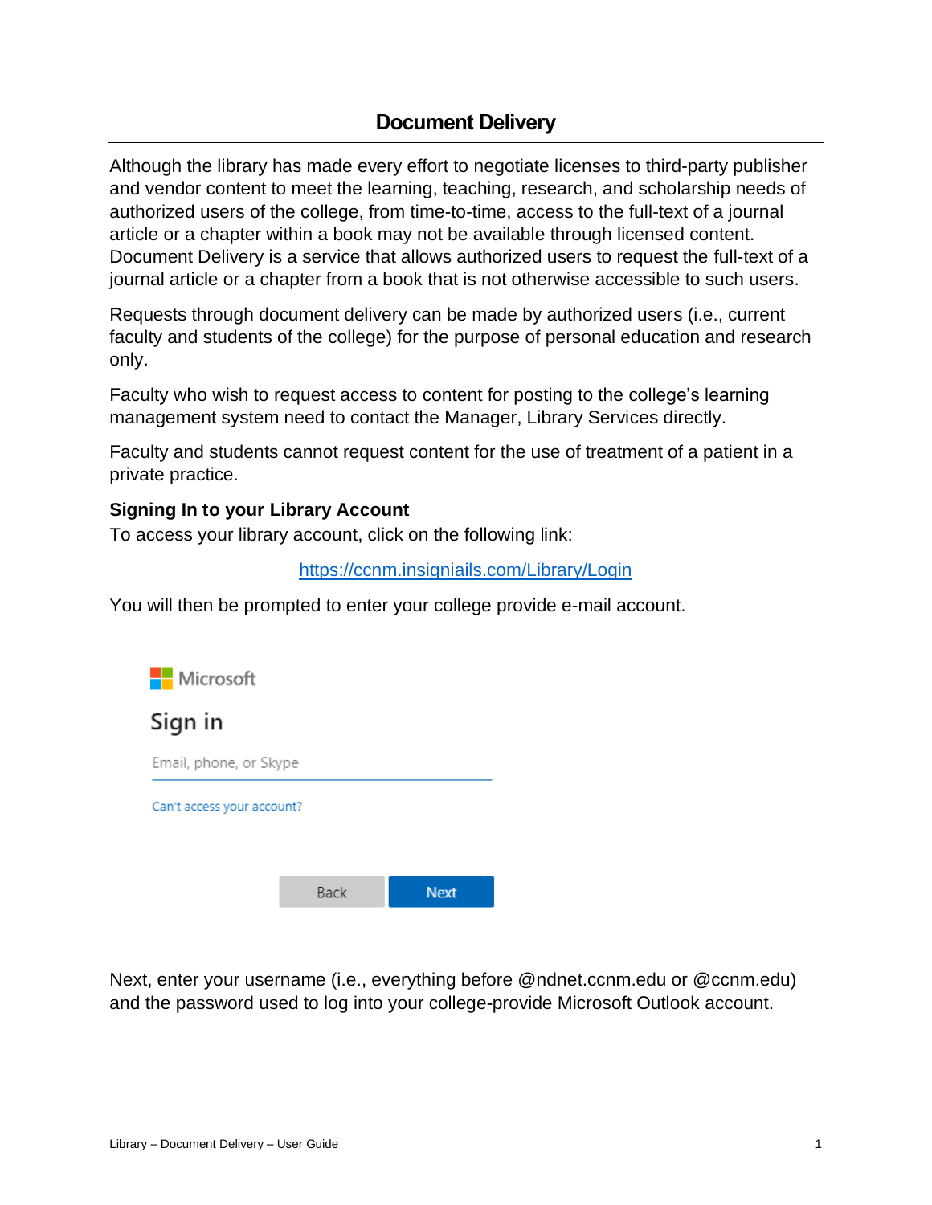# Document Delivery

Although the library has made every effort to negotiate licenses to third-party publisher and vendor content to meet the learning, teaching, research, and scholarship needs of authorized users of the college, from time-to-time, access to the full-text of a journal article or a chapter within a book may not be available through licensed content. Document Delivery is a service that allows authorized users to request the full-text of a journal article or a chapter from a book that is not otherwise accessible to such users.

Requests through document delivery can be made by authorized users (i.e., current faculty and students of the college) for the purpose of personal education and research only.

Faculty who wish to request access to content for posting to the college's learning management system need to contact the Manager, Library Services directly.

Faculty and students cannot request content for the use of treatment of a patient in a private practice.

**Signing In to your Library Account**

To access your library account, click on the following link:

https://ccnm.insigniails.com/Library/Login

You will then be prompted to enter your college provide e-mail account.

Next, enter your username (i.e., everything before @ndnet.ccnm.edu or @ccnm.edu) and the password used to log into your college-provide Microsoft Outlook account.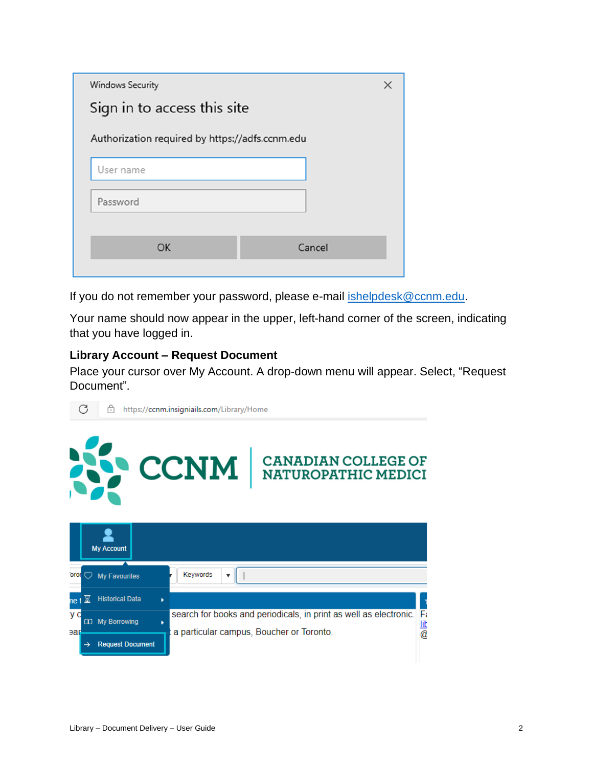If you do not remember your password, please e-mail ishelpdesk@ccnm.edu.

Your name should now appear in the upper, left-hand corner of the screen, indicating that you have logged in.

**Library Account – Request Document**

Place your cursor over My Account. A drop-down menu will appear. Select, "Request Document".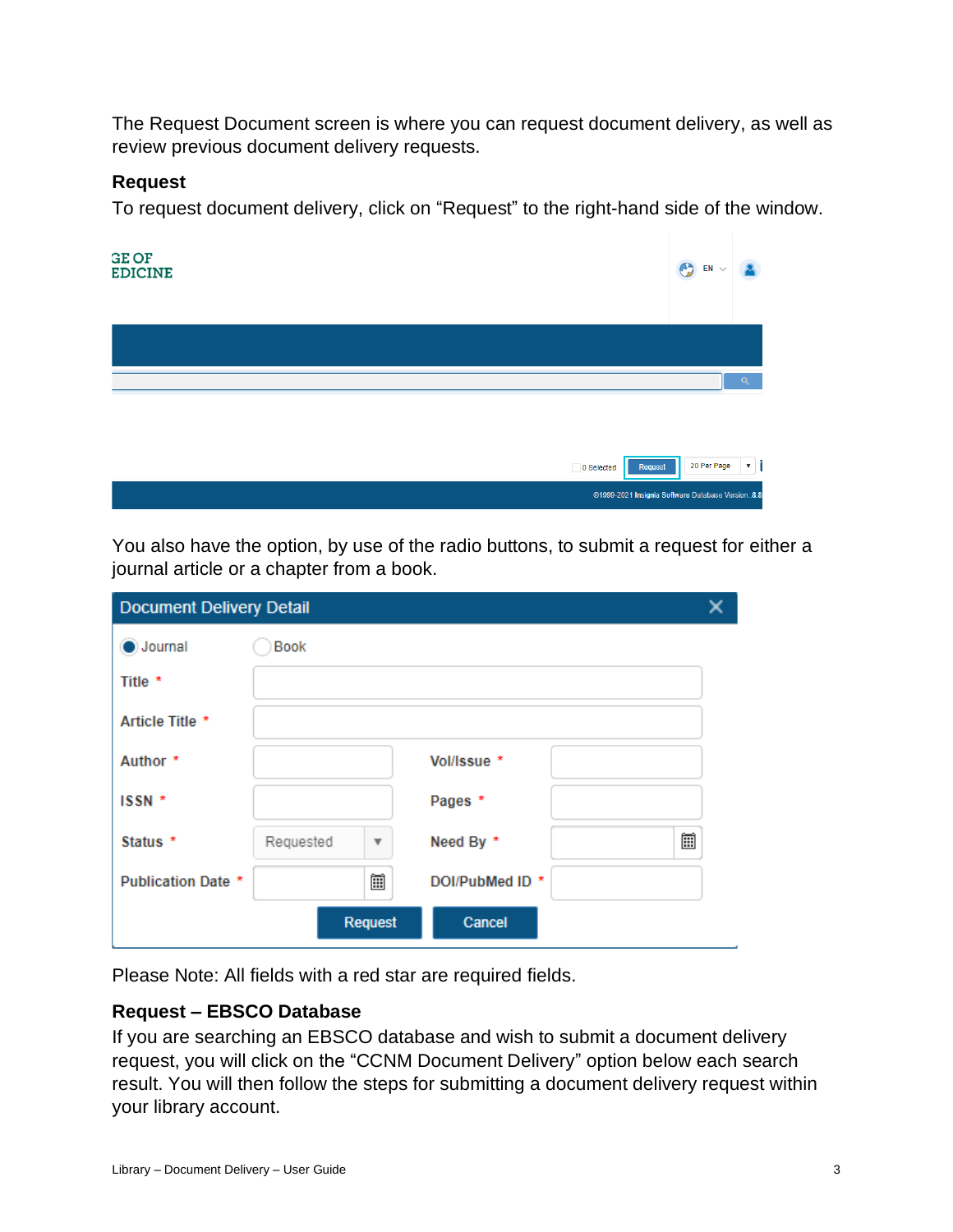The Request Document screen is where you can request document delivery, as well as review previous document delivery requests.

**Request**

To request document delivery, click on “Request” to the right-hand side of the window.

You also have the option, by use of the radio buttons, to submit a request for either a journal article or a chapter from a book.

Please Note: All fields with a red star are required fields.

**Request – EBSCO Database**

If you are searching an EBSCO database and wish to submit a document delivery request, you will click on the “CCNM Document Delivery” option below each search result. You will then follow the steps for submitting a document delivery request within your library account.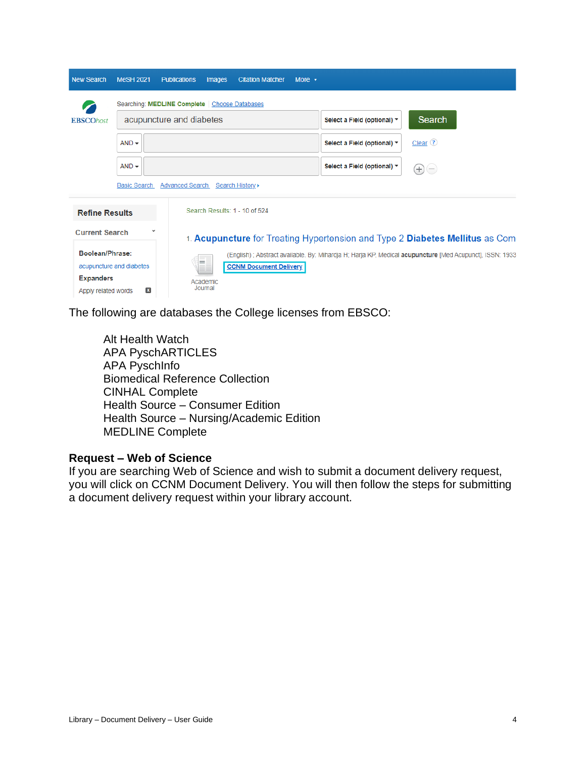The following are databases the College licenses from EBSCO:

Alt Health Watch
APA PyschARTICLES
APA PyschInfo
Biomedical Reference Collection
CINHAL Complete
Health Source – Consumer Edition
Health Source – Nursing/Academic Edition
MEDLINE Complete

**Request – Web of Science**

If you are searching Web of Science and wish to submit a document delivery request, you will click on CCNM Document Delivery. You will then follow the steps for submitting a document delivery request within your library account.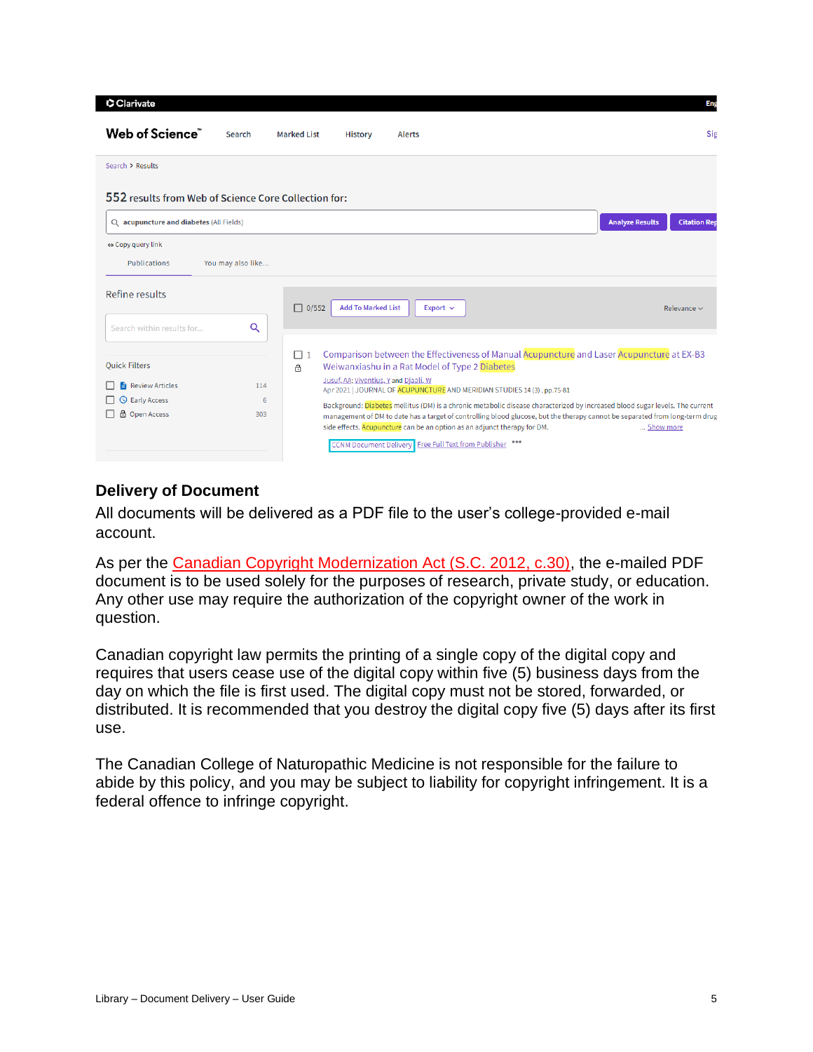## Delivery of Document

All documents will be delivered as a PDF file to the user's college-provided e-mail account.

As per the [Canadian Copyright Modernization Act (S.C. 2012, c.30)](), the e-mailed PDF document is to be used solely for the purposes of research, private study, or education. Any other use may require the authorization of the copyright owner of the work in question.

Canadian copyright law permits the printing of a single copy of the digital copy and requires that users cease use of the digital copy within five (5) business days from the day on which the file is first used. The digital copy must not be stored, forwarded, or distributed. It is recommended that you destroy the digital copy five (5) days after its first use.

The Canadian College of Naturopathic Medicine is not responsible for the failure to abide by this policy, and you may be subject to liability for copyright infringement. It is a federal offence to infringe copyright.